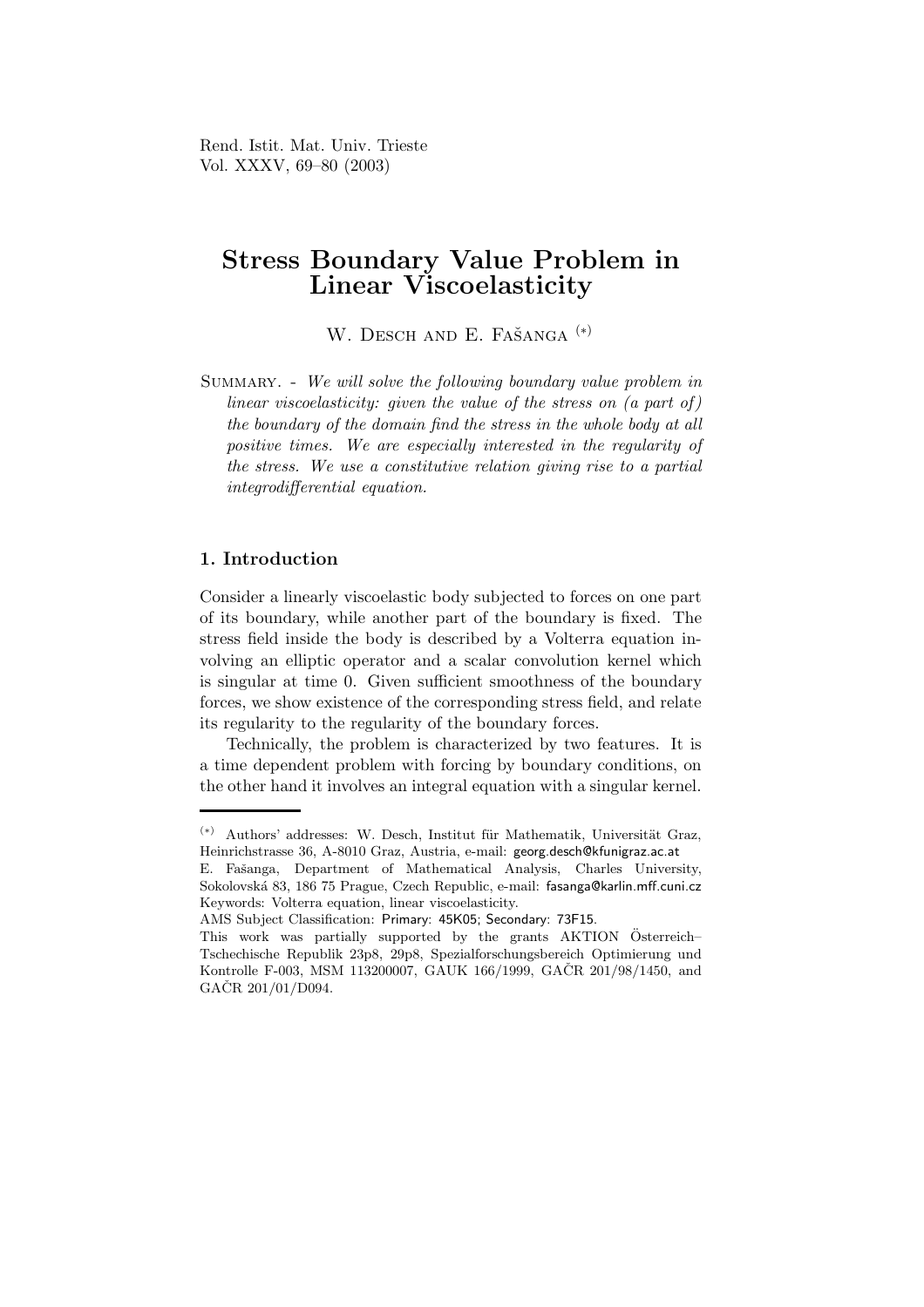# Stress Boundary Value Problem in Linear Viscoelasticity

W. Desch and E. Fašanga [(*)]

Summary. - *We will solve the following boundary value problem in linear viscoelasticity: given the value of the stress on (a part of) the boundary of the domain find the stress in the whole body at all positive times. We are especially interested in the regularity of the stress. We use a constitutive relation giving rise to a partial integrodifferential equation.*

## 1. Introduction

Consider a linearly viscoelastic body subjected to forces on one part of its boundary, while another part of the boundary is fixed. The stress field inside the body is described by a Volterra equation involving an elliptic operator and a scalar convolution kernel which is singular at time 0. Given sufficient smoothness of the boundary forces, we show existence of the corresponding stress field, and relate its regularity to the regularity of the boundary forces.

Technically, the problem is characterized by two features. It is a time dependent problem with forcing by boundary conditions, on the other hand it involves an integral equation with a singular kernel.

---

[(*)] Authors' addresses: W. Desch, Institut für Mathematik, Universität Graz, Heinrichstrasse 36, A-8010 Graz, Austria, e-mail: georg.desch@kfunigraz.ac.at
E. Fašanga, Department of Mathematical Analysis, Charles University, Sokolovská 83, 186 75 Prague, Czech Republic, e-mail: fasanga@karlin.mff.cuni.cz
Keywords: Volterra equation, linear viscoelasticity.
AMS Subject Classification: Primary: 45K05; Secondary: 73F15.
This work was partially supported by the grants AKTION Österreich–Tschechische Republik 23p8, 29p8, Spezialforschungsbereich Optimierung und Kontrolle F-003, MSM 113200007, GAUK 166/1999, GAČR 201/98/1450, and GAČR 201/01/D094.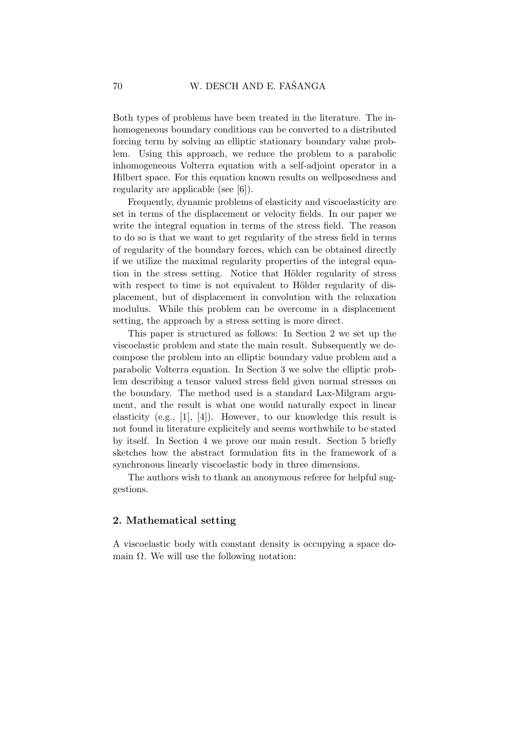Both types of problems have been treated in the literature. The inhomogeneous boundary conditions can be converted to a distributed forcing term by solving an elliptic stationary boundary value problem. Using this approach, we reduce the problem to a parabolic inhomogeneous Volterra equation with a self-adjoint operator in a Hilbert space. For this equation known results on wellposedness and regularity are applicable (see [6]).

Frequently, dynamic problems of elasticity and viscoelasticity are set in terms of the displacement or velocity fields. In our paper we write the integral equation in terms of the stress field. The reason to do so is that we want to get regularity of the stress field in terms of regularity of the boundary forces, which can be obtained directly if we utilize the maximal regularity properties of the integral equation in the stress setting. Notice that Hölder regularity of stress with respect to time is not equivalent to Hölder regularity of displacement, but of displacement in convolution with the relaxation modulus. While this problem can be overcome in a displacement setting, the approach by a stress setting is more direct.

This paper is structured as follows: In Section 2 we set up the viscoelastic problem and state the main result. Subsequently we decompose the problem into an elliptic boundary value problem and a parabolic Volterra equation. In Section 3 we solve the elliptic problem describing a tensor valued stress field given normal stresses on the boundary. The method used is a standard Lax-Milgram argument, and the result is what one would naturally expect in linear elasticity (e.g., [1], [4]). However, to our knowledge this result is not found in literature explicitely and seems worthwhile to be stated by itself. In Section 4 we prove our main result. Section 5 briefly sketches how the abstract formulation fits in the framework of a synchronous linearly viscoelastic body in three dimensions.

The authors wish to thank an anonymous referee for helpful suggestions.

## 2. Mathematical setting

A viscoelastic body with constant density is occupying a space domain $\Omega$. We will use the following notation: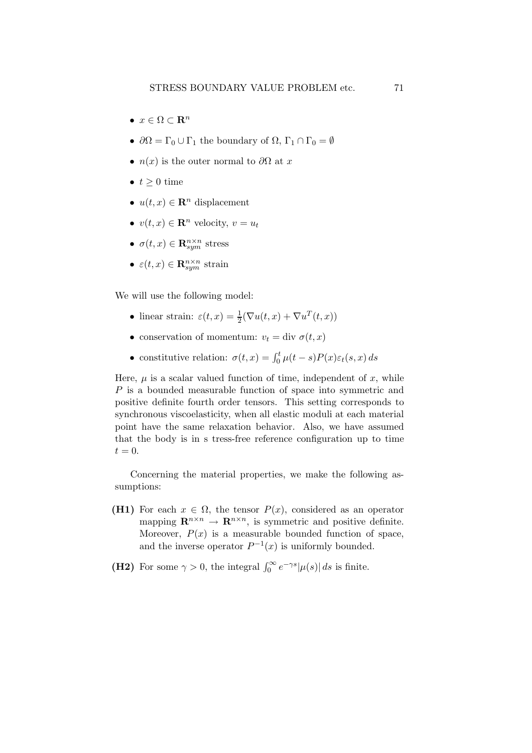- $x \in \Omega \subset \mathbf{R}^n$
- $\partial\Omega = \Gamma_0 \cup \Gamma_1$ the boundary of $\Omega$, $\Gamma_1 \cap \Gamma_0 = \emptyset$
- $n(x)$ is the outer normal to $\partial\Omega$ at $x$
- $t \geq 0$ time
- $u(t, x) \in \mathbf{R}^n$ displacement
- $v(t, x) \in \mathbf{R}^n$ velocity, $v = u_t$
- $\sigma(t, x) \in \mathbf{R}^{n \times n}_{sym}$ stress
- $\varepsilon(t, x) \in \mathbf{R}^{n \times n}_{sym}$ strain

We will use the following model:

- linear strain: $\varepsilon(t, x) = \frac{1}{2}(\nabla u(t, x) + \nabla u^T(t, x))$
- conservation of momentum: $v_t = \text{div } \sigma(t, x)$
- constitutive relation: $\sigma(t, x) = \int_0^t \mu(t - s) P(x) \varepsilon_t(s, x)\, ds$

Here, $\mu$ is a scalar valued function of time, independent of $x$, while $P$ is a bounded measurable function of space into symmetric and positive definite fourth order tensors. This setting corresponds to synchronous viscoelasticity, when all elastic moduli at each material point have the same relaxation behavior. Also, we have assumed that the body is in s tress-free reference configuration up to time $t = 0$.

Concerning the material properties, we make the following assumptions:

**(H1)** For each $x \in \Omega$, the tensor $P(x)$, considered as an operator mapping $\mathbf{R}^{n \times n} \to \mathbf{R}^{n \times n}$, is symmetric and positive definite. Moreover, $P(x)$ is a measurable bounded function of space, and the inverse operator $P^{-1}(x)$ is uniformly bounded.

**(H2)** For some $\gamma > 0$, the integral $\int_0^\infty e^{-\gamma s} |\mu(s)|\, ds$ is finite.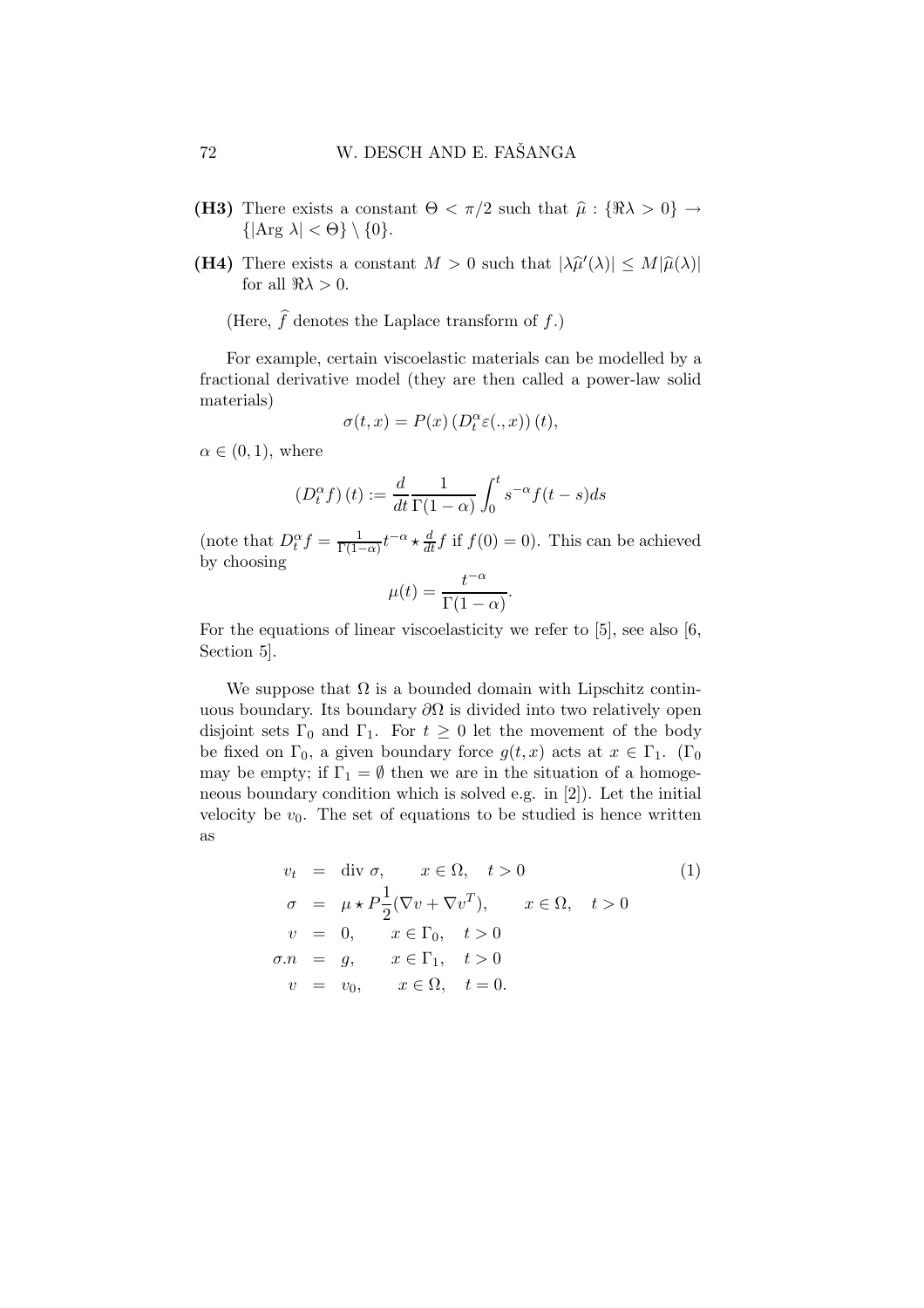**(H3)** There exists a constant $\Theta < \pi/2$ such that $\widehat{\mu} : \{\Re\lambda > 0\} \to \{|\text{Arg }\lambda| < \Theta\} \setminus \{0\}$.

**(H4)** There exists a constant $M > 0$ such that $|\lambda \widehat{\mu}'(\lambda)| \leq M|\widehat{\mu}(\lambda)|$ for all $\Re\lambda > 0$.

(Here, $\widehat{f}$ denotes the Laplace transform of $f$.)

For example, certain viscoelastic materials can be modelled by a fractional derivative model (they are then called a power-law solid materials)

$$\sigma(t, x) = P(x) \left(D_t^\alpha \varepsilon(., x)\right)(t),$$

$\alpha \in (0, 1)$, where

$$\left(D_t^\alpha f\right)(t) := \frac{d}{dt} \frac{1}{\Gamma(1-\alpha)} \int_0^t s^{-\alpha} f(t-s) ds$$

(note that $D_t^\alpha f = \frac{1}{\Gamma(1-\alpha)} t^{-\alpha} \star \frac{d}{dt} f$ if $f(0) = 0$). This can be achieved by choosing

$$\mu(t) = \frac{t^{-\alpha}}{\Gamma(1-\alpha)}.$$

For the equations of linear viscoelasticity we refer to [5], see also [6, Section 5].

We suppose that $\Omega$ is a bounded domain with Lipschitz continuous boundary. Its boundary $\partial\Omega$ is divided into two relatively open disjoint sets $\Gamma_0$ and $\Gamma_1$. For $t \geq 0$ let the movement of the body be fixed on $\Gamma_0$, a given boundary force $g(t, x)$ acts at $x \in \Gamma_1$. ($\Gamma_0$ may be empty; if $\Gamma_1 = \emptyset$ then we are in the situation of a homogeneous boundary condition which is solved e.g. in [2]). Let the initial velocity be $v_0$. The set of equations to be studied is hence written as

$$\begin{aligned}
v_t &= \text{div } \sigma, \qquad x \in \Omega, \quad t > 0 \qquad\qquad (1)\\
\sigma &= \mu \star P \frac{1}{2}(\nabla v + \nabla v^T), \qquad x \in \Omega, \quad t > 0\\
v &= 0, \qquad x \in \Gamma_0, \quad t > 0\\
\sigma.n &= g, \qquad x \in \Gamma_1, \quad t > 0\\
v &= v_0, \qquad x \in \Omega, \quad t = 0.
\end{aligned}$$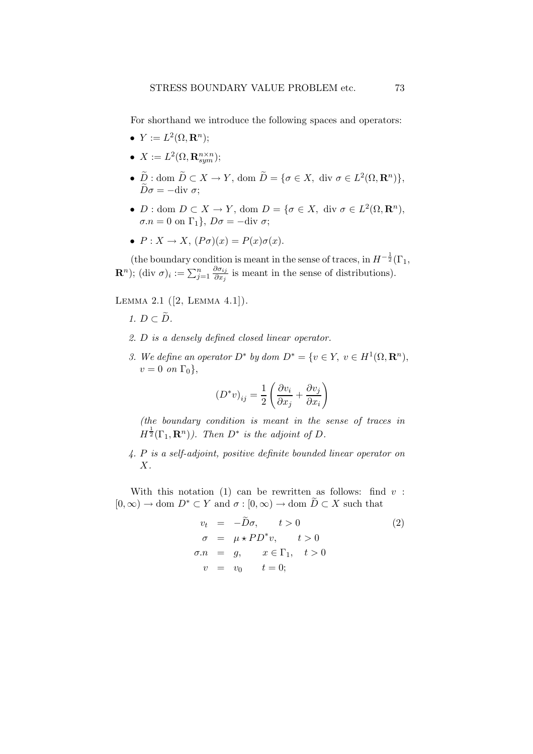For shorthand we introduce the following spaces and operators:

- $Y := L^2(\Omega, \mathbf{R}^n)$;
- $X := L^2(\Omega, \mathbf{R}^{n\times n}_{sym})$;
- $\widetilde{D} : \text{dom } \widetilde{D} \subset X \to Y$, $\text{dom } \widetilde{D} = \{\sigma \in X,\ \text{div } \sigma \in L^2(\Omega, \mathbf{R}^n)\}$, $\widetilde{D}\sigma = -\text{div } \sigma$;
- $D : \text{dom } D \subset X \to Y$, $\text{dom } D = \{\sigma \in X,\ \text{div } \sigma \in L^2(\Omega, \mathbf{R}^n)$, $\sigma.n = 0$ on $\Gamma_1\}$, $D\sigma = -\text{div } \sigma$;
- $P : X \to X$, $(P\sigma)(x) = P(x)\sigma(x)$.

(the boundary condition is meant in the sense of traces, in $H^{-\frac{1}{2}}(\Gamma_1, \mathbf{R}^n)$; $(\text{div } \sigma)_i := \sum_{j=1}^n \frac{\partial \sigma_{ij}}{\partial x_j}$ is meant in the sense of distributions).

Lemma 2.1 ([2, Lemma 4.1]).

1. *$D \subset \widetilde{D}$.*
2. *$D$ is a densely defined closed linear operator.*
3. *We define an operator $D^*$ by dom $D^* = \{v \in Y,\ v \in H^1(\Omega, \mathbf{R}^n)$, $v = 0$ on $\Gamma_0\}$,*

$$(D^*v)_{ij} = \frac{1}{2}\left(\frac{\partial v_i}{\partial x_j} + \frac{\partial v_j}{\partial x_i}\right)$$

*(the boundary condition is meant in the sense of traces in $H^{\frac{1}{2}}(\Gamma_1, \mathbf{R}^n)$). Then $D^*$ is the adjoint of $D$.*

4. *$P$ is a self-adjoint, positive definite bounded linear operator on $X$.*

With this notation (1) can be rewritten as follows: find $v : [0, \infty) \to \text{dom } D^* \subset Y$ and $\sigma : [0, \infty) \to \text{dom } \widetilde{D} \subset X$ such that

$$\begin{aligned} v_t &= -\widetilde{D}\sigma, \qquad t > 0 \\ \sigma &= \mu \star PD^*v, \qquad t > 0 \\ \sigma.n &= g, \qquad x \in \Gamma_1, \quad t > 0 \\ v &= v_0 \qquad t = 0; \end{aligned} \tag{2}$$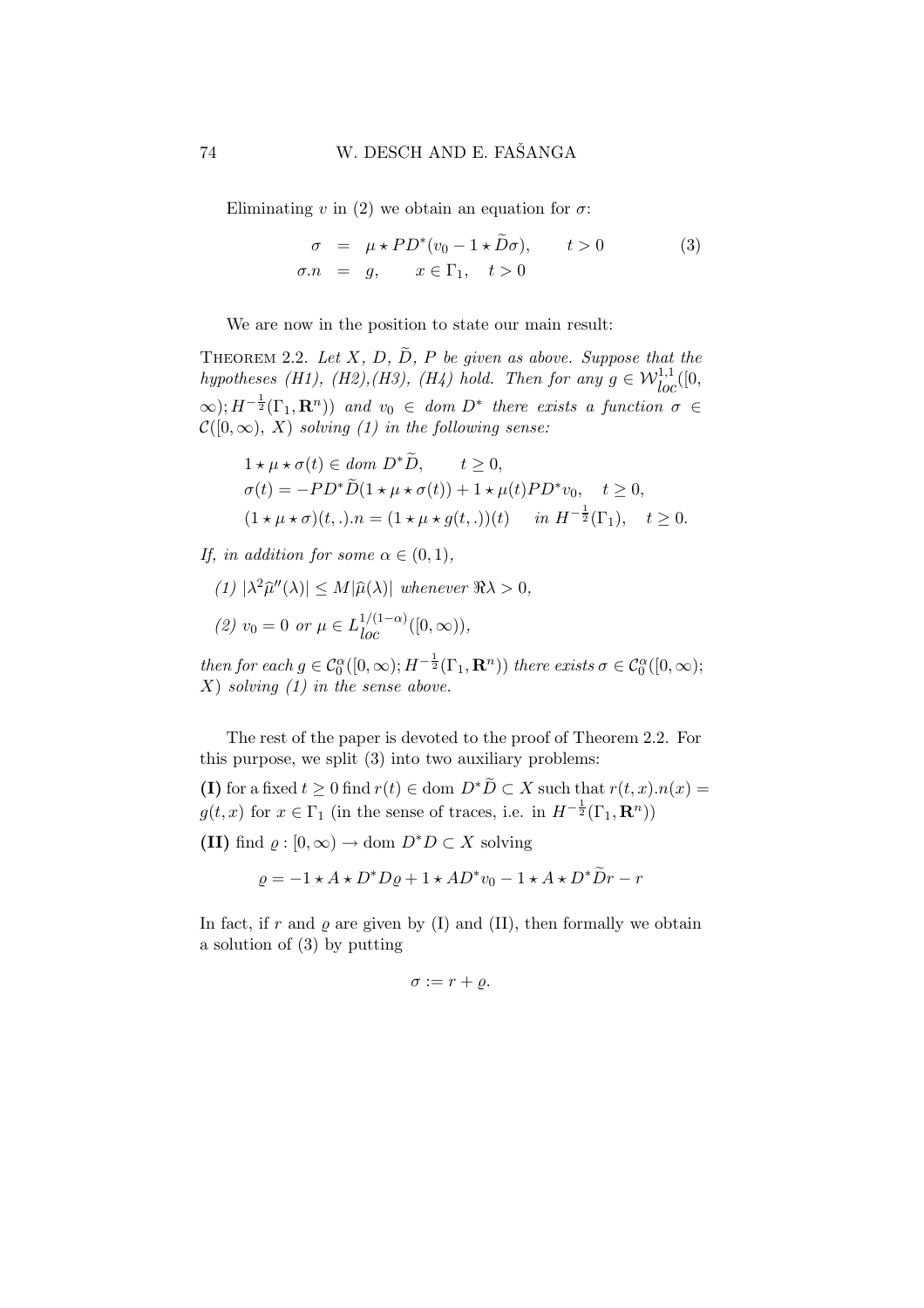Eliminating $v$ in (2) we obtain an equation for $\sigma$:

$$
\begin{aligned}
\sigma &= \mu \star PD^*(v_0 - 1 \star \widetilde{D}\sigma), \qquad t > 0 \qquad\qquad (3)\\
\sigma.n &= g, \qquad x \in \Gamma_1, \quad t > 0
\end{aligned}
$$

We are now in the position to state our main result:

Theorem 2.2. *Let $X$, $D$, $\widetilde{D}$, $P$ be given as above. Suppose that the hypotheses (H1), (H2),(H3), (H4) hold. Then for any $g \in \mathcal{W}^{1,1}_{loc}([0, \infty); H^{-\frac{1}{2}}(\Gamma_1, \mathbf{R}^n))$ and $v_0 \in$ dom $D^*$ there exists a function $\sigma \in \mathcal{C}([0,\infty), X)$ solving (1) in the following sense:*

$$
\begin{aligned}
&1 \star \mu \star \sigma(t) \in \text{dom } D^*\widetilde{D}, \qquad t \geq 0,\\
&\sigma(t) = -PD^*\widetilde{D}(1 \star \mu \star \sigma(t)) + 1 \star \mu(t) PD^* v_0, \quad t \geq 0,\\
&(1 \star \mu \star \sigma)(t, .).n = (1 \star \mu \star g(t, .))(t) \quad \text{ in } H^{-\frac{1}{2}}(\Gamma_1), \quad t \geq 0.
\end{aligned}
$$

*If, in addition for some $\alpha \in (0, 1)$,*

*(1) $|\lambda^2 \widehat{\mu}''(\lambda)| \leq M|\widehat{\mu}(\lambda)|$ whenever $\Re\lambda > 0$,*

*(2) $v_0 = 0$ or $\mu \in L^{1/(1-\alpha)}_{loc}([0, \infty))$,*

*then for each $g \in \mathcal{C}^\alpha_0([0, \infty); H^{-\frac{1}{2}}(\Gamma_1, \mathbf{R}^n))$ there exists $\sigma \in \mathcal{C}^\alpha_0([0, \infty); X)$ solving (1) in the sense above.*

The rest of the paper is devoted to the proof of Theorem 2.2. For this purpose, we split (3) into two auxiliary problems:

**(I)** for a fixed $t \geq 0$ find $r(t) \in$ dom $D^*\widetilde{D} \subset X$ such that $r(t, x).n(x) = g(t, x)$ for $x \in \Gamma_1$ (in the sense of traces, i.e. in $H^{-\frac{1}{2}}(\Gamma_1, \mathbf{R}^n)$)

**(II)** find $\varrho : [0, \infty) \to$ dom $D^*D \subset X$ solving

$$
\varrho = -1 \star A \star D^*D\varrho + 1 \star AD^*v_0 - 1 \star A \star D^*\widetilde{D}r - r
$$

In fact, if $r$ and $\varrho$ are given by (I) and (II), then formally we obtain a solution of (3) by putting

$$
\sigma := r + \varrho.
$$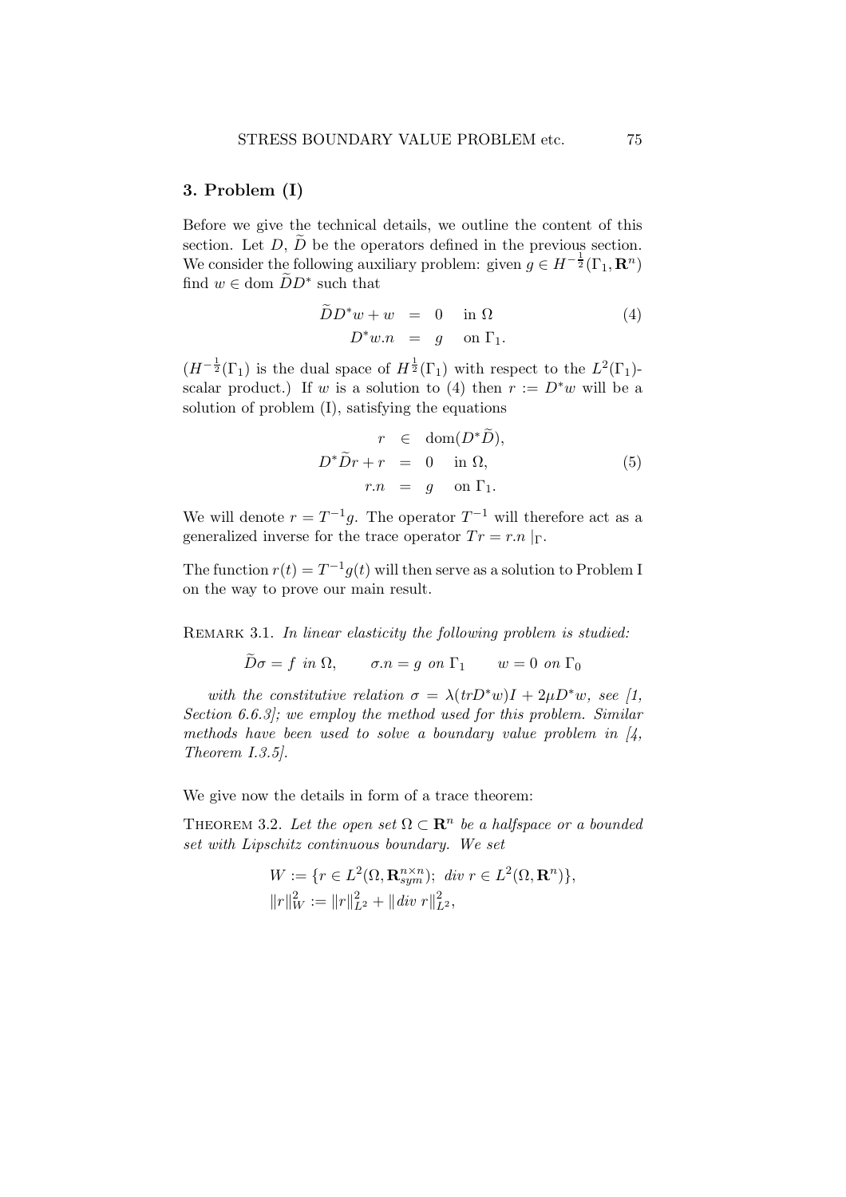## 3. Problem (I)

Before we give the technical details, we outline the content of this section. Let $D$, $\widetilde{D}$ be the operators defined in the previous section. We consider the following auxiliary problem: given $g \in H^{-\frac{1}{2}}(\Gamma_1, \mathbf{R}^n)$ find $w \in \text{dom}\, \widetilde{D}D^*$ such that

$$
\begin{aligned}
\widetilde{D}D^* w + w &= 0 \quad \text{in } \Omega \\
D^* w.n &= g \quad \text{on } \Gamma_1.
\end{aligned} \tag{4}
$$

($H^{-\frac{1}{2}}(\Gamma_1)$ is the dual space of $H^{\frac{1}{2}}(\Gamma_1)$ with respect to the $L^2(\Gamma_1)$-scalar product.) If $w$ is a solution to (4) then $r := D^* w$ will be a solution of problem (I), satisfying the equations

$$
\begin{aligned}
r &\in \text{dom}(D^*\widetilde{D}), \\
D^*\widetilde{D}r + r &= 0 \quad \text{in } \Omega, \\
r.n &= g \quad \text{on } \Gamma_1.
\end{aligned} \tag{5}
$$

We will denote $r = T^{-1}g$. The operator $T^{-1}$ will therefore act as a generalized inverse for the trace operator $Tr = r.n\,|_{\Gamma}$.

The function $r(t) = T^{-1}g(t)$ will then serve as a solution to Problem I on the way to prove our main result.

Remark 3.1. *In linear elasticity the following problem is studied:*

$$\widetilde{D}\sigma = f \text{ in } \Omega, \qquad \sigma.n = g \text{ on } \Gamma_1 \qquad w = 0 \text{ on } \Gamma_0$$

*with the constitutive relation $\sigma = \lambda(trD^*w)I + 2\mu D^*w$, see [1, Section 6.6.3]; we employ the method used for this problem. Similar methods have been used to solve a boundary value problem in [4, Theorem I.3.5].*

We give now the details in form of a trace theorem:

Theorem 3.2. *Let the open set $\Omega \subset \mathbf{R}^n$ be a halfspace or a bounded set with Lipschitz continuous boundary. We set*

$$
\begin{aligned}
&W := \{r \in L^2(\Omega, \mathbf{R}^{n\times n}_{sym});\ div\ r \in L^2(\Omega, \mathbf{R}^n)\}, \\
&\|r\|_W^2 := \|r\|_{L^2}^2 + \|div\ r\|_{L^2}^2,
\end{aligned}
$$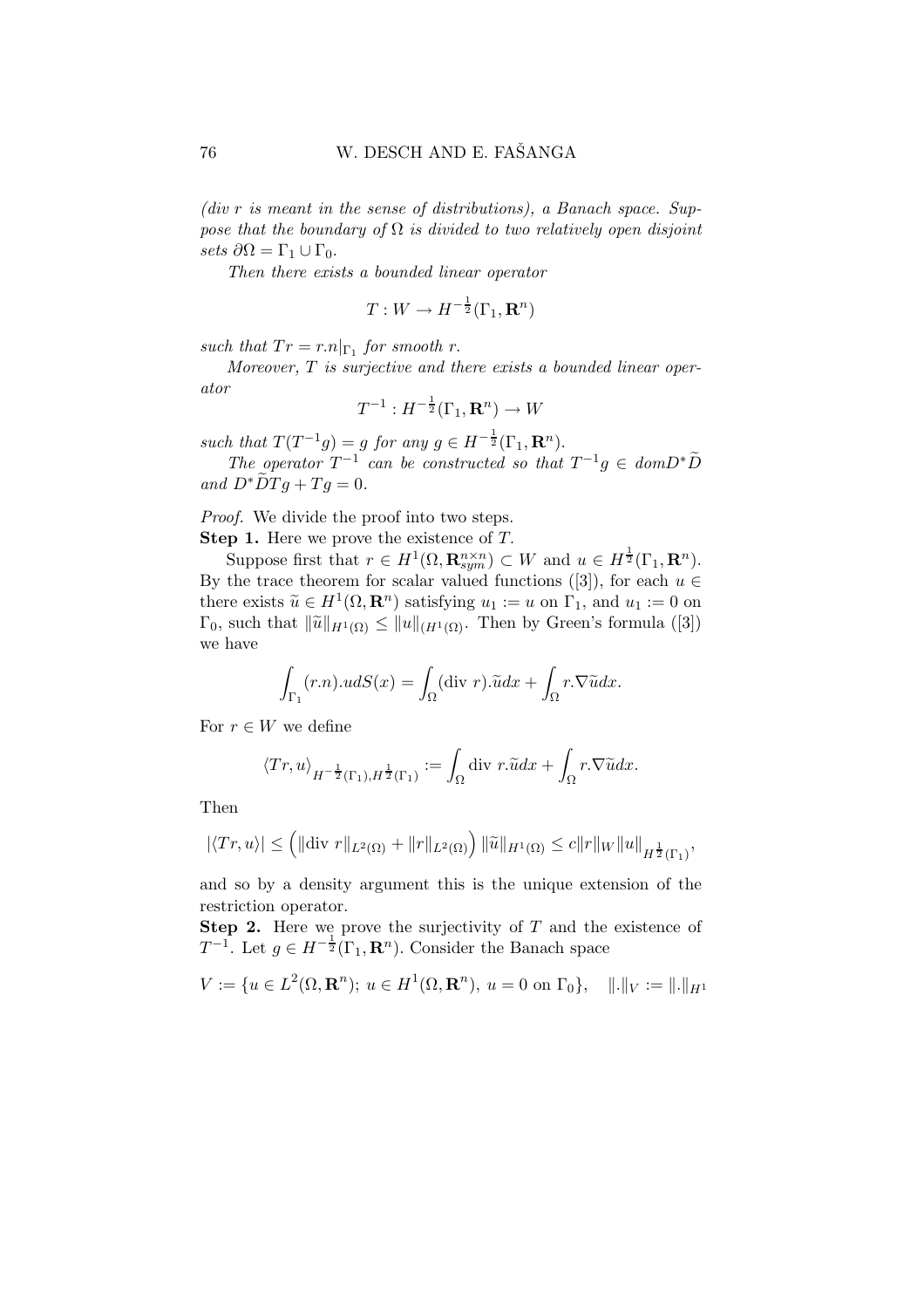*(div $r$ is meant in the sense of distributions), a Banach space. Suppose that the boundary of $\Omega$ is divided to two relatively open disjoint sets $\partial\Omega = \Gamma_1 \cup \Gamma_0$.*

*Then there exists a bounded linear operator*

$$T : W \to H^{-\frac{1}{2}}(\Gamma_1, \mathbf{R}^n)$$

*such that $Tr = r.n|_{\Gamma_1}$ for smooth $r$.*

*Moreover, $T$ is surjective and there exists a bounded linear operator*

$$T^{-1} : H^{-\frac{1}{2}}(\Gamma_1, \mathbf{R}^n) \to W$$

*such that $T(T^{-1}g) = g$ for any $g \in H^{-\frac{1}{2}}(\Gamma_1, \mathbf{R}^n)$.*

*The operator $T^{-1}$ can be constructed so that $T^{-1}g \in dom D^*\widetilde{D}$ and $D^*\widetilde{D}Tg + Tg = 0$.*

*Proof.* We divide the proof into two steps.

**Step 1.** Here we prove the existence of $T$.

Suppose first that $r \in H^1(\Omega, \mathbf{R}^{n\times n}_{sym}) \subset W$ and $u \in H^{\frac{1}{2}}(\Gamma_1, \mathbf{R}^n)$. By the trace theorem for scalar valued functions ([3]), for each $u \in$ there exists $\widetilde{u} \in H^1(\Omega, \mathbf{R}^n)$ satisfying $u_1 := u$ on $\Gamma_1$, and $u_1 := 0$ on $\Gamma_0$, such that $\|\widetilde{u}\|_{H^1(\Omega)} \le \|u\|_{(H^1(\Omega)}$. Then by Green's formula ([3]) we have

$$\int_{\Gamma_1} (r.n).u dS(x) = \int_\Omega (\text{div } r).\widetilde{u} dx + \int_\Omega r.\nabla \widetilde{u} dx.$$

For $r \in W$ we define

$$\langle Tr, u\rangle_{H^{-\frac{1}{2}}(\Gamma_1), H^{\frac{1}{2}}(\Gamma_1)} := \int_\Omega \text{div } r.\widetilde{u} dx + \int_\Omega r.\nabla \widetilde{u} dx.$$

Then

$$|\langle Tr, u\rangle| \le \left(\|\text{div } r\|_{L^2(\Omega)} + \|r\|_{L^2(\Omega)}\right) \|\widetilde{u}\|_{H^1(\Omega)} \le c\|r\|_W \|u\|_{H^{\frac{1}{2}}(\Gamma_1)},$$

and so by a density argument this is the unique extension of the restriction operator.

**Step 2.** Here we prove the surjectivity of $T$ and the existence of $T^{-1}$. Let $g \in H^{-\frac{1}{2}}(\Gamma_1, \mathbf{R}^n)$. Consider the Banach space

$$V := \{u \in L^2(\Omega, \mathbf{R}^n);\ u \in H^1(\Omega, \mathbf{R}^n),\ u = 0 \text{ on } \Gamma_0\}, \quad \|.\|_V := \|.\|_{H^1}$$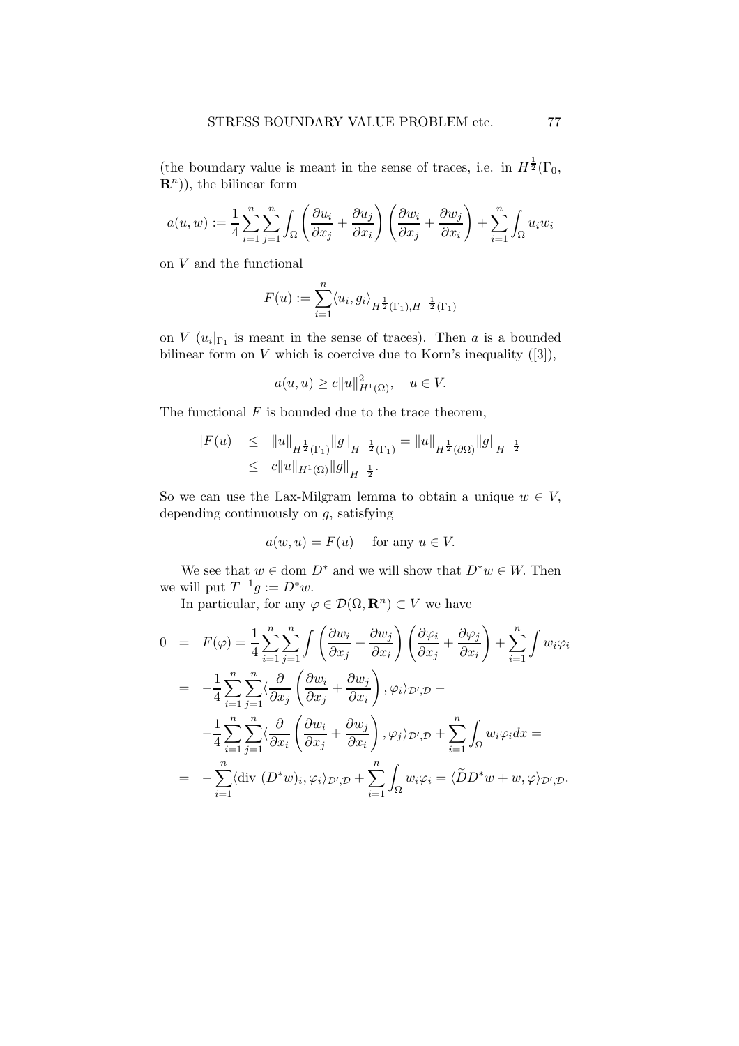(the boundary value is meant in the sense of traces, i.e. in $H^{\frac{1}{2}}(\Gamma_0, \mathbf{R}^n)$), the bilinear form

$$a(u,w) := \frac{1}{4}\sum_{i=1}^{n}\sum_{j=1}^{n}\int_{\Omega}\left(\frac{\partial u_i}{\partial x_j}+\frac{\partial u_j}{\partial x_i}\right)\left(\frac{\partial w_i}{\partial x_j}+\frac{\partial w_j}{\partial x_i}\right)+\sum_{i=1}^{n}\int_{\Omega} u_i w_i$$

on $V$ and the functional

$$F(u) := \sum_{i=1}^{n}\langle u_i, g_i\rangle_{H^{\frac{1}{2}}(\Gamma_1), H^{-\frac{1}{2}}(\Gamma_1)}$$

on $V$ ($u_i|_{\Gamma_1}$ is meant in the sense of traces). Then $a$ is a bounded bilinear form on $V$ which is coercive due to Korn's inequality ([3]),

$$a(u,u) \geq c\|u\|^2_{H^1(\Omega)}, \quad u \in V.$$

The functional $F$ is bounded due to the trace theorem,

$$\begin{aligned}
|F(u)| &\leq \|u\|_{H^{\frac{1}{2}}(\Gamma_1)}\|g\|_{H^{-\frac{1}{2}}(\Gamma_1)} = \|u\|_{H^{\frac{1}{2}}(\partial\Omega)}\|g\|_{H^{-\frac{1}{2}}} \\
&\leq c\|u\|_{H^1(\Omega)}\|g\|_{H^{-\frac{1}{2}}}.
\end{aligned}$$

So we can use the Lax-Milgram lemma to obtain a unique $w \in V$, depending continuously on $g$, satisfying

$$a(w,u) = F(u) \quad \text{ for any } u \in V.$$

We see that $w \in \operatorname{dom} D^*$ and we will show that $D^*w \in W$. Then we will put $T^{-1}g := D^*w$.

In particular, for any $\varphi \in \mathcal{D}(\Omega, \mathbf{R}^n) \subset V$ we have

$$\begin{aligned}
0 &= F(\varphi) = \frac{1}{4}\sum_{i=1}^{n}\sum_{j=1}^{n}\int\left(\frac{\partial w_i}{\partial x_j}+\frac{\partial w_j}{\partial x_i}\right)\left(\frac{\partial \varphi_i}{\partial x_j}+\frac{\partial \varphi_j}{\partial x_i}\right)+\sum_{i=1}^{n}\int w_i\varphi_i \\
&= -\frac{1}{4}\sum_{i=1}^{n}\sum_{j=1}^{n}\langle\frac{\partial}{\partial x_j}\left(\frac{\partial w_i}{\partial x_j}+\frac{\partial w_j}{\partial x_i}\right), \varphi_i\rangle_{\mathcal{D}',\mathcal{D}} - \\
&\quad -\frac{1}{4}\sum_{i=1}^{n}\sum_{j=1}^{n}\langle\frac{\partial}{\partial x_i}\left(\frac{\partial w_i}{\partial x_j}+\frac{\partial w_j}{\partial x_i}\right), \varphi_j\rangle_{\mathcal{D}',\mathcal{D}} + \sum_{i=1}^{n}\int_{\Omega} w_i\varphi_i dx = \\
&= -\sum_{i=1}^{n}\langle \operatorname{div}\,(D^*w)_i, \varphi_i\rangle_{\mathcal{D}',\mathcal{D}} + \sum_{i=1}^{n}\int_{\Omega} w_i\varphi_i = \langle \widetilde{D}D^*w + w, \varphi\rangle_{\mathcal{D}',\mathcal{D}}.
\end{aligned}$$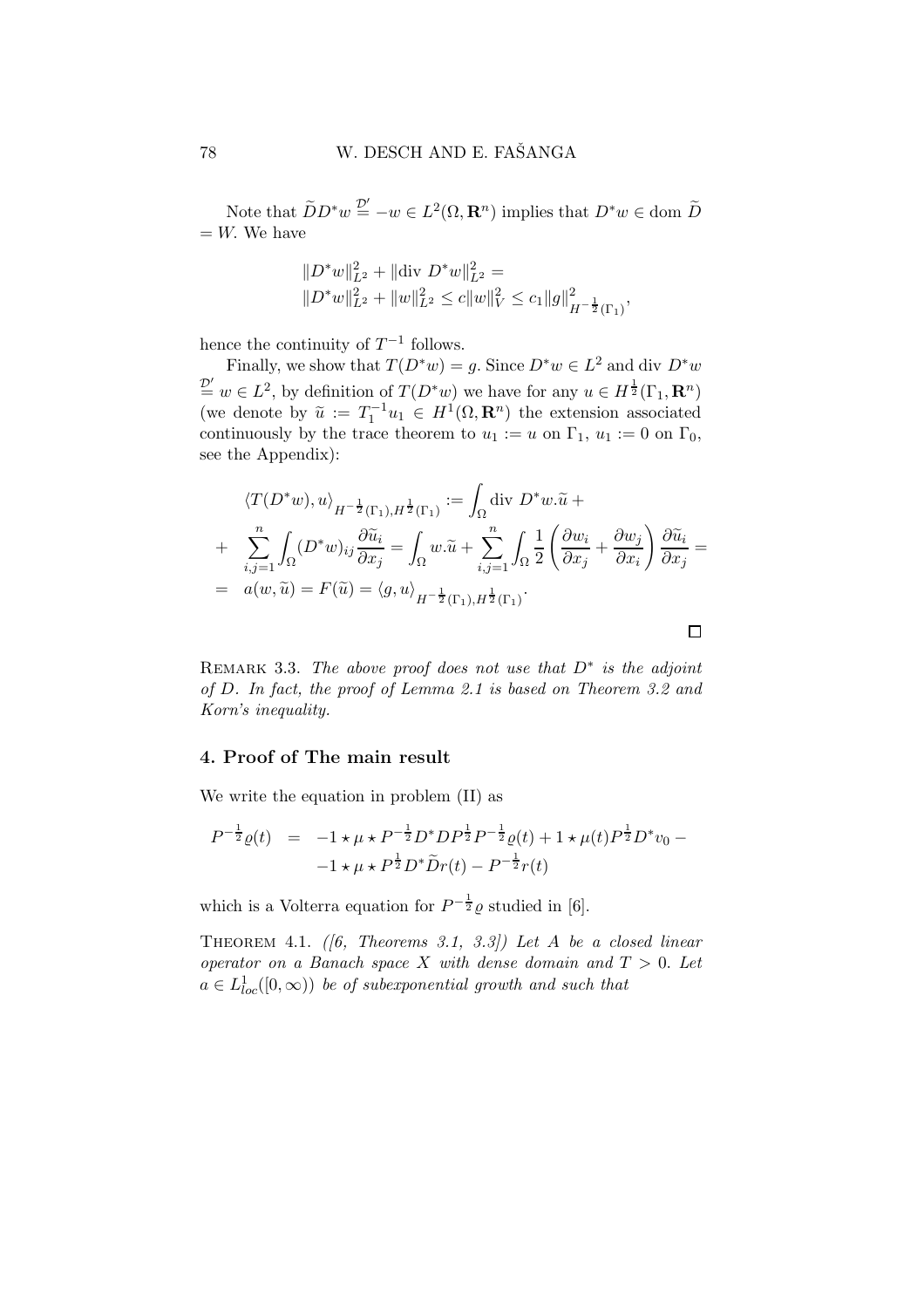Note that $\widetilde{D} D^* w \overset{\mathcal{D}'}{=} -w \in L^2(\Omega, \mathbf{R}^n)$ implies that $D^* w \in \operatorname{dom} \widetilde{D} = W$. We have

$$\|D^* w\|_{L^2}^2 + \|\operatorname{div} D^* w\|_{L^2}^2 = \\ \|D^* w\|_{L^2}^2 + \|w\|_{L^2}^2 \le c \|w\|_V^2 \le c_1 \|g\|_{H^{-\frac{1}{2}}(\Gamma_1)}^2,$$

hence the continuity of $T^{-1}$ follows.

Finally, we show that $T(D^* w) = g$. Since $D^* w \in L^2$ and $\operatorname{div} D^* w \overset{\mathcal{D}'}{=} w \in L^2$, by definition of $T(D^* w)$ we have for any $u \in H^{\frac{1}{2}}(\Gamma_1, \mathbf{R}^n)$ (we denote by $\widetilde{u} := T_1^{-1} u_1 \in H^1(\Omega, \mathbf{R}^n)$ the extension associated continuously by the trace theorem to $u_1 := u$ on $\Gamma_1$, $u_1 := 0$ on $\Gamma_0$, see the Appendix):

$$\begin{aligned} & \langle T(D^* w), u \rangle_{H^{-\frac{1}{2}}(\Gamma_1), H^{\frac{1}{2}}(\Gamma_1)} := \int_\Omega \operatorname{div} D^* w . \widetilde{u} + \\ + \quad & \sum_{i,j=1}^n \int_\Omega (D^* w)_{ij} \frac{\partial \widetilde{u}_i}{\partial x_j} = \int_\Omega w . \widetilde{u} + \sum_{i,j=1}^n \int_\Omega \frac{1}{2} \left( \frac{\partial w_i}{\partial x_j} + \frac{\partial w_j}{\partial x_i} \right) \frac{\partial \widetilde{u}_i}{\partial x_j} = \\ = \quad & a(w, \widetilde{u}) = F(\widetilde{u}) = \langle g, u \rangle_{H^{-\frac{1}{2}}(\Gamma_1), H^{\frac{1}{2}}(\Gamma_1)}. \end{aligned}$$

□

REMARK 3.3. *The above proof does not use that $D^*$ is the adjoint of $D$. In fact, the proof of Lemma 2.1 is based on Theorem 3.2 and Korn's inequality.*

## 4. Proof of The main result

We write the equation in problem (II) as

$$\begin{aligned} P^{-\frac{1}{2}} \varrho(t) \quad = \quad & -1 \star \mu \star P^{-\frac{1}{2}} D^* D P^{\frac{1}{2}} P^{-\frac{1}{2}} \varrho(t) + 1 \star \mu(t) P^{\frac{1}{2}} D^* v_0 - \\ & -1 \star \mu \star P^{\frac{1}{2}} D^* \widetilde{D} r(t) - P^{-\frac{1}{2}} r(t) \end{aligned}$$

which is a Volterra equation for $P^{-\frac{1}{2}} \varrho$ studied in [6].

THEOREM 4.1. *([6, Theorems 3.1, 3.3]) Let $A$ be a closed linear operator on a Banach space $X$ with dense domain and $T > 0$. Let $a \in L^1_{loc}([0, \infty))$ be of subexponential growth and such that*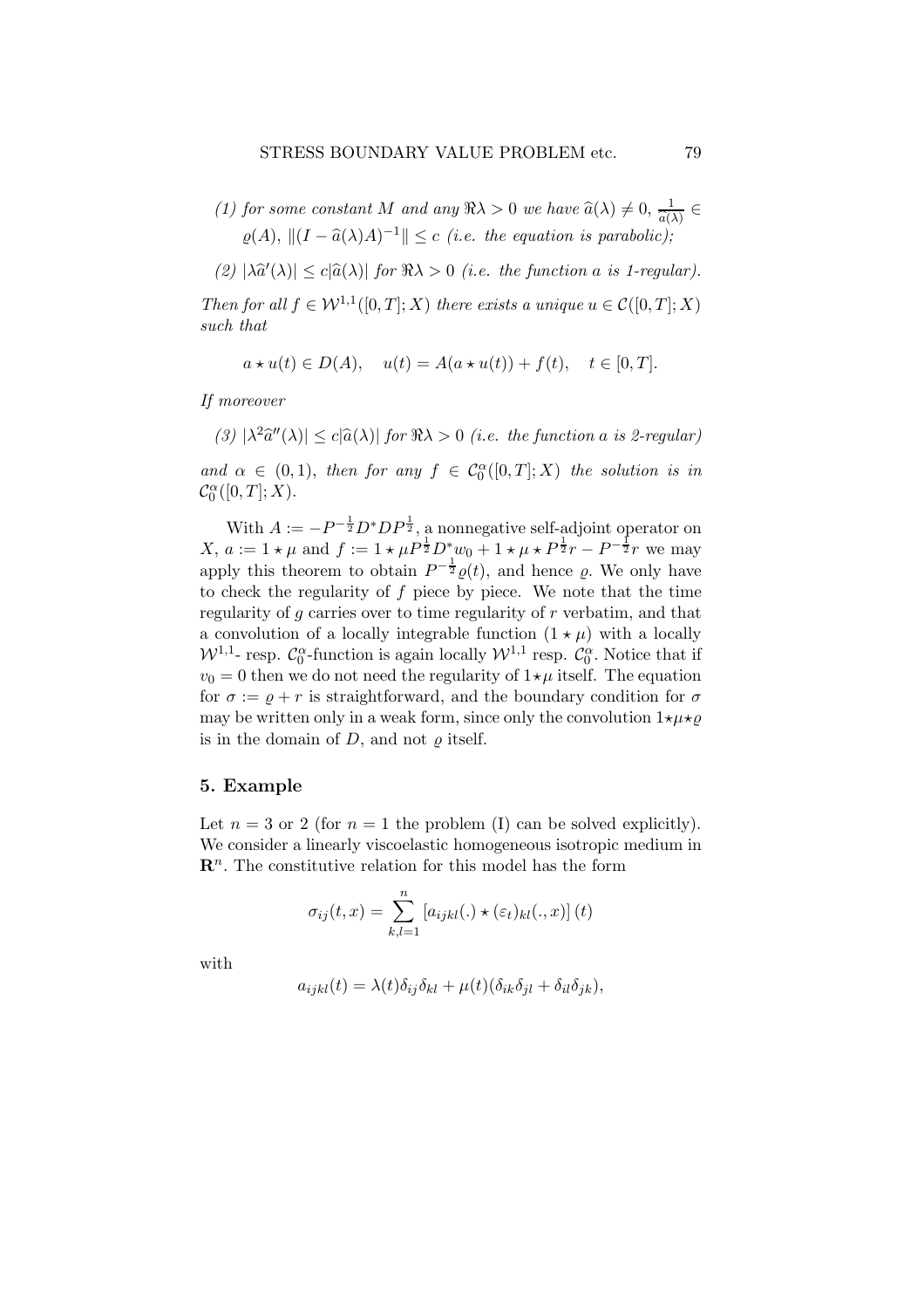*(1) for some constant $M$ and any $\Re\lambda > 0$ we have $\widehat{a}(\lambda) \neq 0$, $\frac{1}{\widehat{a}(\lambda)} \in \varrho(A)$, $\|(I - \widehat{a}(\lambda)A)^{-1}\| \leq c$ (i.e. the equation is parabolic);*

*(2) $|\lambda \widehat{a}'(\lambda)| \leq c|\widehat{a}(\lambda)|$ for $\Re\lambda > 0$ (i.e. the function $a$ is 1-regular).*

*Then for all $f \in \mathcal{W}^{1,1}([0,T];X)$ there exists a unique $u \in \mathcal{C}([0,T];X)$ such that*

$$a \star u(t) \in D(A), \quad u(t) = A(a \star u(t)) + f(t), \quad t \in [0,T].$$

*If moreover*

*(3) $|\lambda^2 \widehat{a}''(\lambda)| \leq c|\widehat{a}(\lambda)|$ for $\Re\lambda > 0$ (i.e. the function $a$ is 2-regular)*

*and $\alpha \in (0,1)$, then for any $f \in \mathcal{C}_0^\alpha([0,T];X)$ the solution is in $\mathcal{C}_0^\alpha([0,T];X)$.*

With $A := -P^{-\frac{1}{2}} D^* D P^{\frac{1}{2}}$, a nonnegative self-adjoint operator on $X$, $a := 1 \star \mu$ and $f := 1 \star \mu P^{\frac{1}{2}} D^* w_0 + 1 \star \mu \star P^{\frac{1}{2}} r - P^{-\frac{1}{2}} r$ we may apply this theorem to obtain $P^{-\frac{1}{2}} \varrho(t)$, and hence $\varrho$. We only have to check the regularity of $f$ piece by piece. We note that the time regularity of $g$ carries over to time regularity of $r$ verbatim, and that a convolution of a locally integrable function $(1 \star \mu)$ with a locally $\mathcal{W}^{1,1}$- resp. $\mathcal{C}_0^\alpha$-function is again locally $\mathcal{W}^{1,1}$ resp. $\mathcal{C}_0^\alpha$. Notice that if $v_0 = 0$ then we do not need the regularity of $1 \star \mu$ itself. The equation for $\sigma := \varrho + r$ is straightforward, and the boundary condition for $\sigma$ may be written only in a weak form, since only the convolution $1 \star \mu \star \varrho$ is in the domain of $D$, and not $\varrho$ itself.

## 5. Example

Let $n = 3$ or $2$ (for $n = 1$ the problem (I) can be solved explicitly). We consider a linearly viscoelastic homogeneous isotropic medium in $\mathbf{R}^n$. The constitutive relation for this model has the form

$$\sigma_{ij}(t,x) = \sum_{k,l=1}^{n} \left[ a_{ijkl}(.) \star (\varepsilon_t)_{kl}(.,x) \right](t)$$

with

$$a_{ijkl}(t) = \lambda(t)\delta_{ij}\delta_{kl} + \mu(t)(\delta_{ik}\delta_{jl} + \delta_{il}\delta_{jk}),$$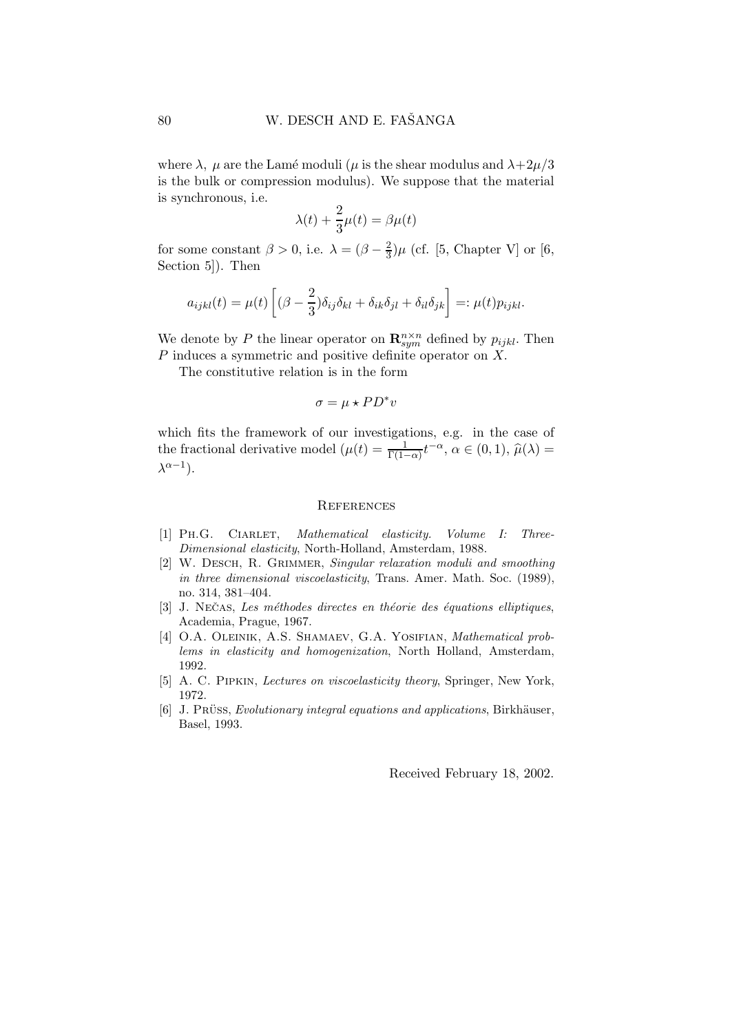where $\lambda$, $\mu$ are the Lamé moduli ($\mu$ is the shear modulus and $\lambda + 2\mu/3$ is the bulk or compression modulus). We suppose that the material is synchronous, i.e.

$$\lambda(t) + \frac{2}{3}\mu(t) = \beta\mu(t)$$

for some constant $\beta > 0$, i.e. $\lambda = (\beta - \frac{2}{3})\mu$ (cf. [5, Chapter V] or [6, Section 5]). Then

$$a_{ijkl}(t) = \mu(t)\left[(\beta - \frac{2}{3})\delta_{ij}\delta_{kl} + \delta_{ik}\delta_{jl} + \delta_{il}\delta_{jk}\right] =: \mu(t)p_{ijkl}.$$

We denote by $P$ the linear operator on $\mathbf{R}^{n\times n}_{sym}$ defined by $p_{ijkl}$. Then $P$ induces a symmetric and positive definite operator on $X$.

The constitutive relation is in the form

$$\sigma = \mu \star PD^* v$$

which fits the framework of our investigations, e.g. in the case of the fractional derivative model ($\mu(t) = \frac{1}{\Gamma(1-\alpha)}t^{-\alpha}$, $\alpha \in (0,1)$, $\widehat{\mu}(\lambda) = \lambda^{\alpha-1}$).

## References

[1] Ph.G. Ciarlet, *Mathematical elasticity. Volume I: Three-Dimensional elasticity*, North-Holland, Amsterdam, 1988.

[2] W. Desch, R. Grimmer, *Singular relaxation moduli and smoothing in three dimensional viscoelasticity*, Trans. Amer. Math. Soc. (1989), no. 314, 381–404.

[3] J. Nečas, *Les méthodes directes en théorie des équations elliptiques*, Academia, Prague, 1967.

[4] O.A. Oleinik, A.S. Shamaev, G.A. Yosifian, *Mathematical problems in elasticity and homogenization*, North Holland, Amsterdam, 1992.

[5] A. C. Pipkin, *Lectures on viscoelasticity theory*, Springer, New York, 1972.

[6] J. Prüss, *Evolutionary integral equations and applications*, Birkhäuser, Basel, 1993.

Received February 18, 2002.